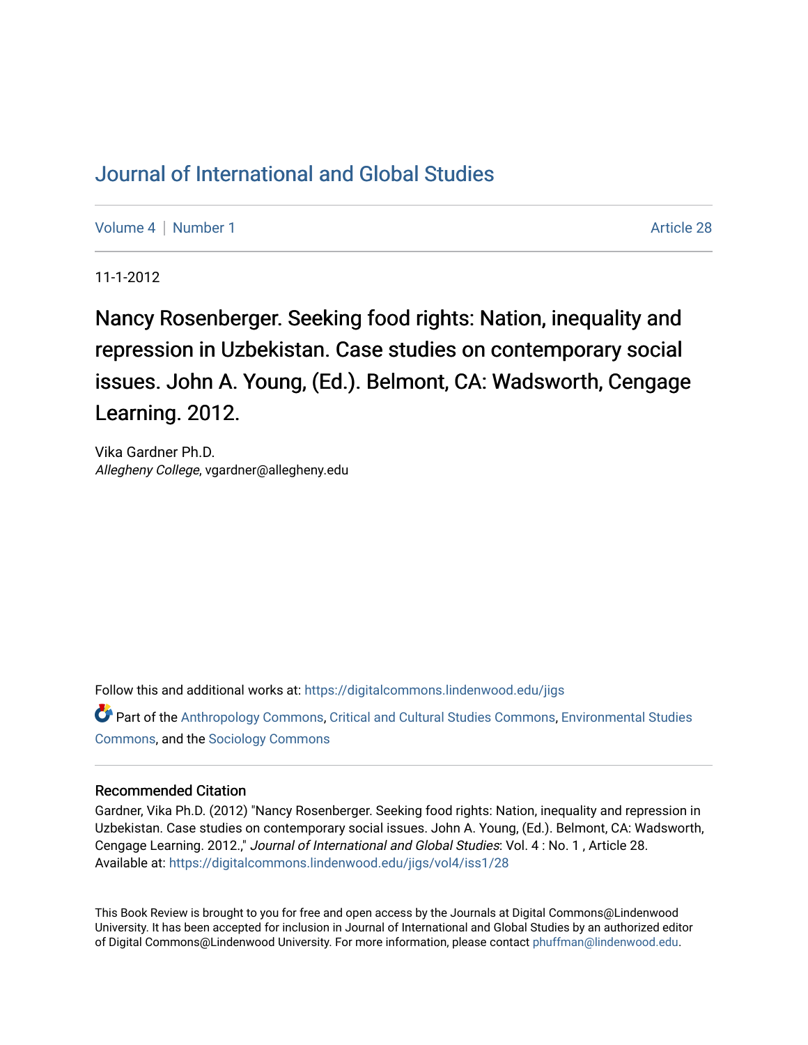# Journal of International and Global Studies

Volume 4 | Number 1 Article 28

11-1-2012

## Nancy Rosenberger. Seeking food rights: Nation, inequality and repression in Uzbekistan. Case studies on contemporary social issues. John A. Young, (Ed.). Belmont, CA: Wadsworth, Cengage Learning. 2012.

Vika Gardner Ph.D.
*Allegheny College*, vgardner@allegheny.edu

Follow this and additional works at: https://digitalcommons.lindenwood.edu/jigs

Part of the Anthropology Commons, Critical and Cultural Studies Commons, Environmental Studies Commons, and the Sociology Commons

### Recommended Citation

Gardner, Vika Ph.D. (2012) "Nancy Rosenberger. Seeking food rights: Nation, inequality and repression in Uzbekistan. Case studies on contemporary social issues. John A. Young, (Ed.). Belmont, CA: Wadsworth, Cengage Learning. 2012.," *Journal of International and Global Studies*: Vol. 4 : No. 1 , Article 28.
Available at: https://digitalcommons.lindenwood.edu/jigs/vol4/iss1/28

This Book Review is brought to you for free and open access by the Journals at Digital Commons@Lindenwood University. It has been accepted for inclusion in Journal of International and Global Studies by an authorized editor of Digital Commons@Lindenwood University. For more information, please contact phuffman@lindenwood.edu.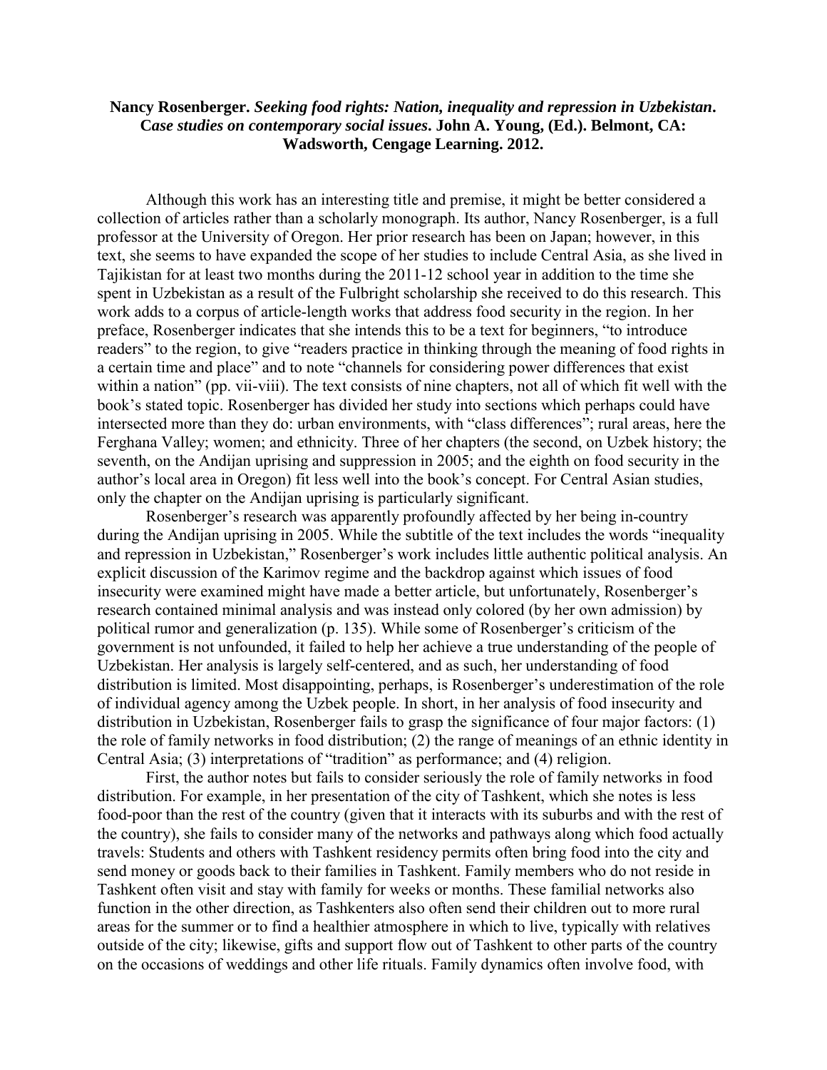**Nancy Rosenberger. *Seeking food rights: Nation, inequality and repression in Uzbekistan*. C*ase studies on contemporary social issues***. **John A. Young, (Ed.). Belmont, CA: Wadsworth, Cengage Learning. 2012.**

Although this work has an interesting title and premise, it might be better considered a collection of articles rather than a scholarly monograph. Its author, Nancy Rosenberger, is a full professor at the University of Oregon. Her prior research has been on Japan; however, in this text, she seems to have expanded the scope of her studies to include Central Asia, as she lived in Tajikistan for at least two months during the 2011-12 school year in addition to the time she spent in Uzbekistan as a result of the Fulbright scholarship she received to do this research. This work adds to a corpus of article-length works that address food security in the region. In her preface, Rosenberger indicates that she intends this to be a text for beginners, "to introduce readers" to the region, to give "readers practice in thinking through the meaning of food rights in a certain time and place" and to note "channels for considering power differences that exist within a nation" (pp. vii-viii). The text consists of nine chapters, not all of which fit well with the book's stated topic. Rosenberger has divided her study into sections which perhaps could have intersected more than they do: urban environments, with "class differences"; rural areas, here the Ferghana Valley; women; and ethnicity. Three of her chapters (the second, on Uzbek history; the seventh, on the Andijan uprising and suppression in 2005; and the eighth on food security in the author's local area in Oregon) fit less well into the book's concept. For Central Asian studies, only the chapter on the Andijan uprising is particularly significant.

Rosenberger's research was apparently profoundly affected by her being in-country during the Andijan uprising in 2005. While the subtitle of the text includes the words "inequality and repression in Uzbekistan," Rosenberger's work includes little authentic political analysis. An explicit discussion of the Karimov regime and the backdrop against which issues of food insecurity were examined might have made a better article, but unfortunately, Rosenberger's research contained minimal analysis and was instead only colored (by her own admission) by political rumor and generalization (p. 135). While some of Rosenberger's criticism of the government is not unfounded, it failed to help her achieve a true understanding of the people of Uzbekistan. Her analysis is largely self-centered, and as such, her understanding of food distribution is limited. Most disappointing, perhaps, is Rosenberger's underestimation of the role of individual agency among the Uzbek people. In short, in her analysis of food insecurity and distribution in Uzbekistan, Rosenberger fails to grasp the significance of four major factors: (1) the role of family networks in food distribution; (2) the range of meanings of an ethnic identity in Central Asia; (3) interpretations of "tradition" as performance; and (4) religion.

First, the author notes but fails to consider seriously the role of family networks in food distribution. For example, in her presentation of the city of Tashkent, which she notes is less food-poor than the rest of the country (given that it interacts with its suburbs and with the rest of the country), she fails to consider many of the networks and pathways along which food actually travels: Students and others with Tashkent residency permits often bring food into the city and send money or goods back to their families in Tashkent. Family members who do not reside in Tashkent often visit and stay with family for weeks or months. These familial networks also function in the other direction, as Tashkenters also often send their children out to more rural areas for the summer or to find a healthier atmosphere in which to live, typically with relatives outside of the city; likewise, gifts and support flow out of Tashkent to other parts of the country on the occasions of weddings and other life rituals. Family dynamics often involve food, with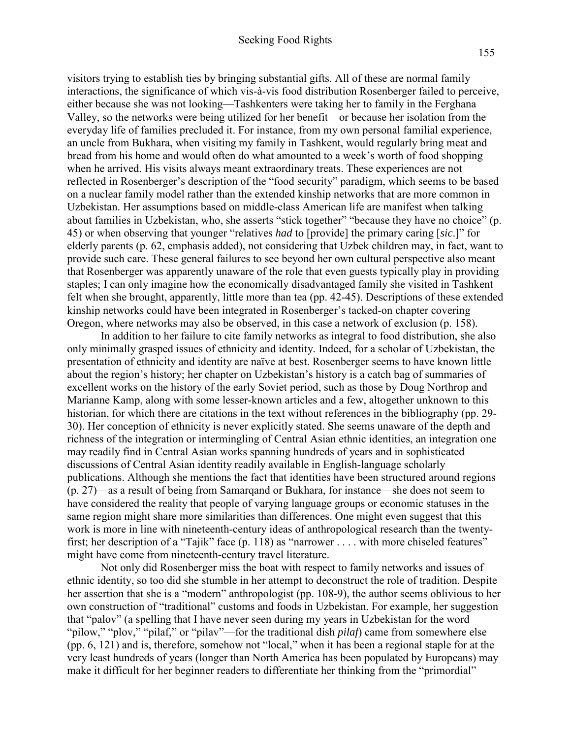visitors trying to establish ties by bringing substantial gifts. All of these are normal family interactions, the significance of which vis-à-vis food distribution Rosenberger failed to perceive, either because she was not looking—Tashkenters were taking her to family in the Ferghana Valley, so the networks were being utilized for her benefit—or because her isolation from the everyday life of families precluded it. For instance, from my own personal familial experience, an uncle from Bukhara, when visiting my family in Tashkent, would regularly bring meat and bread from his home and would often do what amounted to a week's worth of food shopping when he arrived. His visits always meant extraordinary treats. These experiences are not reflected in Rosenberger's description of the "food security" paradigm, which seems to be based on a nuclear family model rather than the extended kinship networks that are more common in Uzbekistan. Her assumptions based on middle-class American life are manifest when talking about families in Uzbekistan, who, she asserts "stick together" "because they have no choice" (p. 45) or when observing that younger "relatives *had* to [provide] the primary caring [*sic*.]" for elderly parents (p. 62, emphasis added), not considering that Uzbek children may, in fact, want to provide such care. These general failures to see beyond her own cultural perspective also meant that Rosenberger was apparently unaware of the role that even guests typically play in providing staples; I can only imagine how the economically disadvantaged family she visited in Tashkent felt when she brought, apparently, little more than tea (pp. 42-45). Descriptions of these extended kinship networks could have been integrated in Rosenberger's tacked-on chapter covering Oregon, where networks may also be observed, in this case a network of exclusion (p. 158).

In addition to her failure to cite family networks as integral to food distribution, she also only minimally grasped issues of ethnicity and identity. Indeed, for a scholar of Uzbekistan, the presentation of ethnicity and identity are naïve at best. Rosenberger seems to have known little about the region's history; her chapter on Uzbekistan's history is a catch bag of summaries of excellent works on the history of the early Soviet period, such as those by Doug Northrop and Marianne Kamp, along with some lesser-known articles and a few, altogether unknown to this historian, for which there are citations in the text without references in the bibliography (pp. 29-30). Her conception of ethnicity is never explicitly stated. She seems unaware of the depth and richness of the integration or intermingling of Central Asian ethnic identities, an integration one may readily find in Central Asian works spanning hundreds of years and in sophisticated discussions of Central Asian identity readily available in English-language scholarly publications. Although she mentions the fact that identities have been structured around regions (p. 27)—as a result of being from Samarqand or Bukhara, for instance—she does not seem to have considered the reality that people of varying language groups or economic statuses in the same region might share more similarities than differences. One might even suggest that this work is more in line with nineteenth-century ideas of anthropological research than the twenty-first; her description of a "Tajik" face (p. 118) as "narrower . . . . with more chiseled features" might have come from nineteenth-century travel literature.

Not only did Rosenberger miss the boat with respect to family networks and issues of ethnic identity, so too did she stumble in her attempt to deconstruct the role of tradition. Despite her assertion that she is a "modern" anthropologist (pp. 108-9), the author seems oblivious to her own construction of "traditional" customs and foods in Uzbekistan. For example, her suggestion that "palov" (a spelling that I have never seen during my years in Uzbekistan for the word "pilow," "plov," "pilaf," or "pilav"—for the traditional dish *pilaf*) came from somewhere else (pp. 6, 121) and is, therefore, somehow not "local," when it has been a regional staple for at the very least hundreds of years (longer than North America has been populated by Europeans) may make it difficult for her beginner readers to differentiate her thinking from the "primordial"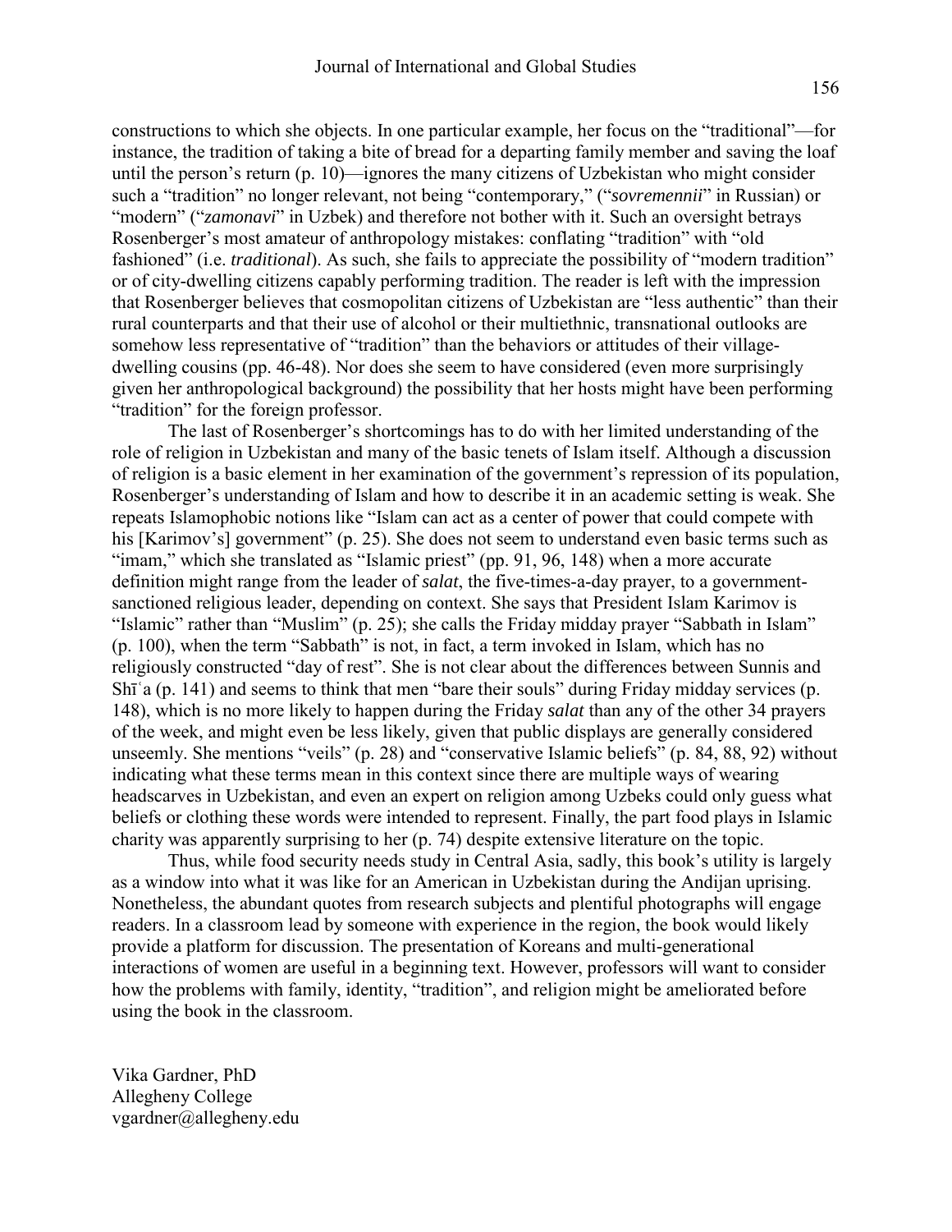constructions to which she objects. In one particular example, her focus on the "traditional"—for instance, the tradition of taking a bite of bread for a departing family member and saving the loaf until the person's return (p. 10)—ignores the many citizens of Uzbekistan who might consider such a "tradition" no longer relevant, not being "contemporary," ("*sovremennii*" in Russian) or "modern" ("*zamonavi*" in Uzbek) and therefore not bother with it. Such an oversight betrays Rosenberger's most amateur of anthropology mistakes: conflating "tradition" with "old fashioned" (i.e. *traditional*). As such, she fails to appreciate the possibility of "modern tradition" or of city-dwelling citizens capably performing tradition. The reader is left with the impression that Rosenberger believes that cosmopolitan citizens of Uzbekistan are "less authentic" than their rural counterparts and that their use of alcohol or their multiethnic, transnational outlooks are somehow less representative of "tradition" than the behaviors or attitudes of their village-dwelling cousins (pp. 46-48). Nor does she seem to have considered (even more surprisingly given her anthropological background) the possibility that her hosts might have been performing "tradition" for the foreign professor.

The last of Rosenberger's shortcomings has to do with her limited understanding of the role of religion in Uzbekistan and many of the basic tenets of Islam itself. Although a discussion of religion is a basic element in her examination of the government's repression of its population, Rosenberger's understanding of Islam and how to describe it in an academic setting is weak. She repeats Islamophobic notions like "Islam can act as a center of power that could compete with his [Karimov's] government" (p. 25). She does not seem to understand even basic terms such as "imam," which she translated as "Islamic priest" (pp. 91, 96, 148) when a more accurate definition might range from the leader of *salat*, the five-times-a-day prayer, to a government-sanctioned religious leader, depending on context. She says that President Islam Karimov is "Islamic" rather than "Muslim" (p. 25); she calls the Friday midday prayer "Sabbath in Islam" (p. 100), when the term "Sabbath" is not, in fact, a term invoked in Islam, which has no religiously constructed "day of rest". She is not clear about the differences between Sunnis and Shīʿa (p. 141) and seems to think that men "bare their souls" during Friday midday services (p. 148), which is no more likely to happen during the Friday *salat* than any of the other 34 prayers of the week, and might even be less likely, given that public displays are generally considered unseemly. She mentions "veils" (p. 28) and "conservative Islamic beliefs" (p. 84, 88, 92) without indicating what these terms mean in this context since there are multiple ways of wearing headscarves in Uzbekistan, and even an expert on religion among Uzbeks could only guess what beliefs or clothing these words were intended to represent. Finally, the part food plays in Islamic charity was apparently surprising to her (p. 74) despite extensive literature on the topic.

Thus, while food security needs study in Central Asia, sadly, this book's utility is largely as a window into what it was like for an American in Uzbekistan during the Andijan uprising. Nonetheless, the abundant quotes from research subjects and plentiful photographs will engage readers. In a classroom lead by someone with experience in the region, the book would likely provide a platform for discussion. The presentation of Koreans and multi-generational interactions of women are useful in a beginning text. However, professors will want to consider how the problems with family, identity, "tradition", and religion might be ameliorated before using the book in the classroom.

Vika Gardner, PhD
Allegheny College
vgardner@allegheny.edu